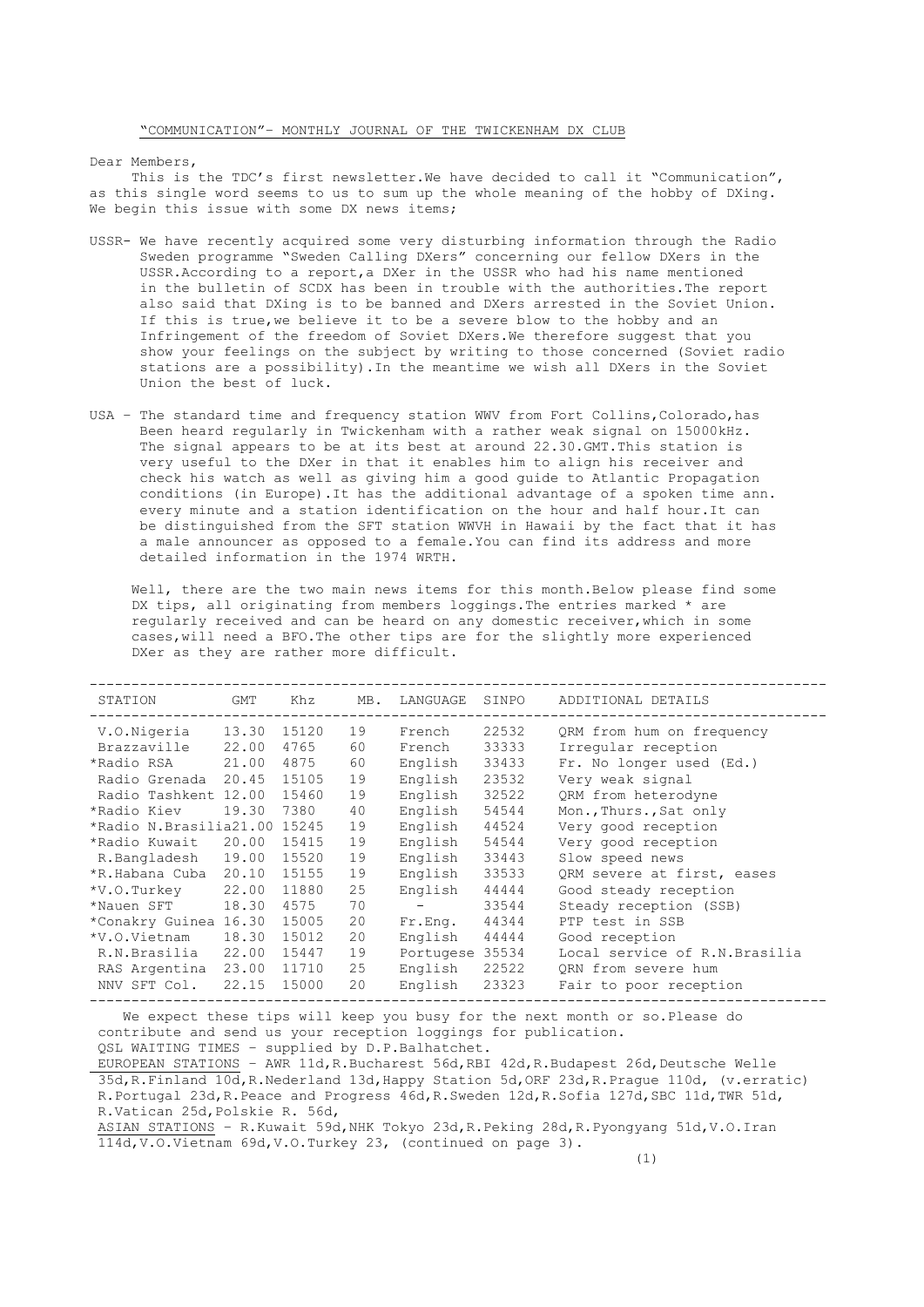"COMMUNICATION"- MONTHLY JOURNAL OF THE TWICKENHAM DX CLUB

Dear Members,

This is the TDC's first newsletter.We have decided to call it "Communication", as this single word seems to us to sum up the whole meaning of the hobby of DXing. We begin this issue with some DX news items;

USSR- We have recently acquired some very disturbing information through the Radio Sweden programme "Sweden Calling DXers" concerning our fellow DXers in the USSR.According to a report,a DXer in the USSR who had his name mentioned in the bulletin of SCDX has been in trouble with the authorities.The report also said that DXing is to be banned and DXers arrested in the Soviet Union. If this is true,we believe it to be a severe blow to the hobby and an Infringement of the freedom of Soviet DXers.We therefore suggest that you show your feelings on the subject by writing to those concerned (Soviet radio stations are a possibility).In the meantime we wish all DXers in the Soviet Union the best of luck.

USA - The standard time and frequency station WWV from Fort Collins,Colorado,has Been heard regularly in Twickenham with a rather weak signal on 15000kHz. The signal appears to be at its best at around 22.30.GMT.This station is very useful to the DXer in that it enables him to align his receiver and check his watch as well as giving him a good guide to Atlantic Propagation conditions (in Europe).It has the additional advantage of a spoken time ann. every minute and a station identification on the hour and half hour.It can be distinguished from the SFT station WWVH in Hawaii by the fact that it has a male announcer as opposed to a female.You can find its address and more detailed information in the 1974 WRTH.

Well, there are the two main news items for this month.Below please find some DX tips, all originating from members loggings.The entries marked * are regularly received and can be heard on any domestic receiver,which in some cases,will need a BFO.The other tips are for the slightly more experienced DXer as they are rather more difficult.

| STATION | GMT | Khz | MB. | LANGUAGE | SINPO | ADDITIONAL DETAILS |
|---|---|---|---|---|---|---|
| V.O.Nigeria | 13.30 | 15120 | 19 | French | 22532 | QRM from hum on frequency |
| Brazzaville | 22.00 | 4765 | 60 | French | 33333 | Irregular reception |
| *Radio RSA | 21.00 | 4875 | 60 | English | 33433 | Fr. No longer used (Ed.) |
| Radio Grenada | 20.45 | 15105 | 19 | English | 23532 | Very weak signal |
| Radio Tashkent | 12.00 | 15460 | 19 | English | 32522 | QRM from heterodyne |
| *Radio Kiev | 19.30 | 7380 | 40 | English | 54544 | Mon.,Thurs.,Sat only |
| *Radio N.Brasilia | 21.00 | 15245 | 19 | English | 44524 | Very good reception |
| *Radio Kuwait | 20.00 | 15415 | 19 | English | 54544 | Very good reception |
| R.Bangladesh | 19.00 | 15520 | 19 | English | 33443 | Slow speed news |
| *R.Habana Cuba | 20.10 | 15155 | 19 | English | 33533 | QRM severe at first, eases |
| *V.O.Turkey | 22.00 | 11880 | 25 | English | 44444 | Good steady reception |
| *Nauen SFT | 18.30 | 4575 | 70 | - | 33544 | Steady reception (SSB) |
| *Conakry Guinea | 16.30 | 15005 | 20 | Fr.Eng. | 44344 | PTP test in SSB |
| *V.O.Vietnam | 18.30 | 15012 | 20 | English | 44444 | Good reception |
| R.Brasilia | 22.00 | 15447 | 19 | Portugese | 35534 | Local service of R.N.Brasilia |
| RAS Argentina | 23.00 | 11710 | 25 | English | 22522 | QRN from severe hum |
| NNV SFT Col. | 22.15 | 15000 | 20 | English | 23323 | Fair to poor reception |

We expect these tips will keep you busy for the next month or so.Please do contribute and send us your reception loggings for publication.

QSL WAITING TIMES - supplied by D.P.Balhatchet.

EUROPEAN STATIONS - AWR 11d,R.Bucharest 56d,RBI 42d,R.Budapest 26d,Deutsche Welle 35d,R.Finland 10d,R.Nederland 13d,Happy Station 5d,ORF 23d,R.Prague 110d, (v.erratic) R.Portugal 23d,R.Peace and Progress 46d,R.Sweden 12d,R.Sofia 127d,SBC 11d,TWR 51d, R.Vatican 25d,Polskie R. 56d,

ASIAN STATIONS - R.Kuwait 59d,NHK Tokyo 23d,R.Peking 28d,R.Pyongyang 51d,V.O.Iran 114d,V.O.Vietnam 69d,V.O.Turkey 23, (continued on page 3).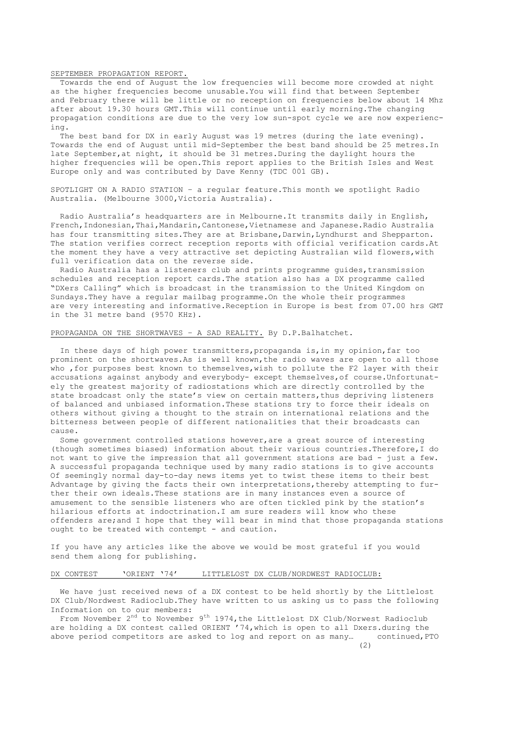## SEPTEMBER PROPAGATION REPORT.

Towards the end of August the low frequencies will become more crowded at night as the higher frequencies become unusable.You will find that between September and February there will be little or no reception on frequencies below about 14 Mhz after about 19.30 hours GMT.This will continue until early morning.The changing propagation conditions are due to the very low sun-spot cycle we are now experiencing.

The best band for DX in early August was 19 metres (during the late evening). Towards the end of August until mid-September the best band should be 25 metres.In late September,at night, it should be 31 metres.During the daylight hours the higher frequencies will be open.This report applies to the British Isles and West Europe only and was contributed by Dave Kenny (TDC 001 GB).

SPOTLIGHT ON A RADIO STATION – a regular feature.This month we spotlight Radio Australia. (Melbourne 3000,Victoria Australia).

Radio Australia's headquarters are in Melbourne.It transmits daily in English, French,Indonesian,Thai,Mandarin,Cantonese,Vietnamese and Japanese.Radio Australia has four transmitting sites.They are at Brisbane,Darwin,Lyndhurst and Shepparton. The station verifies correct reception reports with official verification cards.At the moment they have a very attractive set depicting Australian wild flowers,with full verification data on the reverse side.

Radio Australia has a listeners club and prints programme guides,transmission schedules and reception report cards.The station also has a DX programme called "DXers Calling" which is broadcast in the transmission to the United Kingdom on Sundays.They have a regular mailbag programme.On the whole their programmes are very interesting and informative.Reception in Europe is best from 07.00 hrs GMT in the 31 metre band (9570 KHz).

## PROPAGANDA ON THE SHORTWAVES – A SAD REALITY. By D.P.Balhatchet.

In these days of high power transmitters,propaganda is,in my opinion,far too prominent on the shortwaves.As is well known,the radio waves are open to all those who ,for purposes best known to themselves,wish to pollute the F2 layer with their accusations against anybody and everybody- except themselves,of course.Unfortunately the greatest majority of radiostations which are directly controlled by the state broadcast only the state's view on certain matters,thus depriving listeners of balanced and unbiased information.These stations try to force their ideals on others without giving a thought to the strain on international relations and the bitterness between people of different nationalities that their broadcasts can cause.

Some government controlled stations however,are a great source of interesting (though sometimes biased) information about their various countries.Therefore,I do not want to give the impression that all government stations are bad - just a few. A successful propaganda technique used by many radio stations is to give accounts Of seemingly normal day-to-day news items yet to twist these items to their best Advantage by giving the facts their own interpretations,thereby attempting to further their own ideals.These stations are in many instances even a source of amusement to the sensible listeners who are often tickled pink by the station's hilarious efforts at indoctrination.I am sure readers will know who these offenders are;and I hope that they will bear in mind that those propaganda stations ought to be treated with contempt - and caution.

If you have any articles like the above we would be most grateful if you would send them along for publishing.

## DX CONTEST 'ORIENT '74' LITTLELOST DX CLUB/NORDWEST RADIOCLUB:

We have just received news of a DX contest to be held shortly by the Littlelost DX Club/Nordwest Radioclub.They have written to us asking us to pass the following Information on to our members:

From November 2nd to November 9th 1974,the Littlelost DX Club/Norwest Radioclub are holding a DX contest called ORIENT '74,which is open to all Dxers.during the above period competitors are asked to log and report on as many… continued,PTO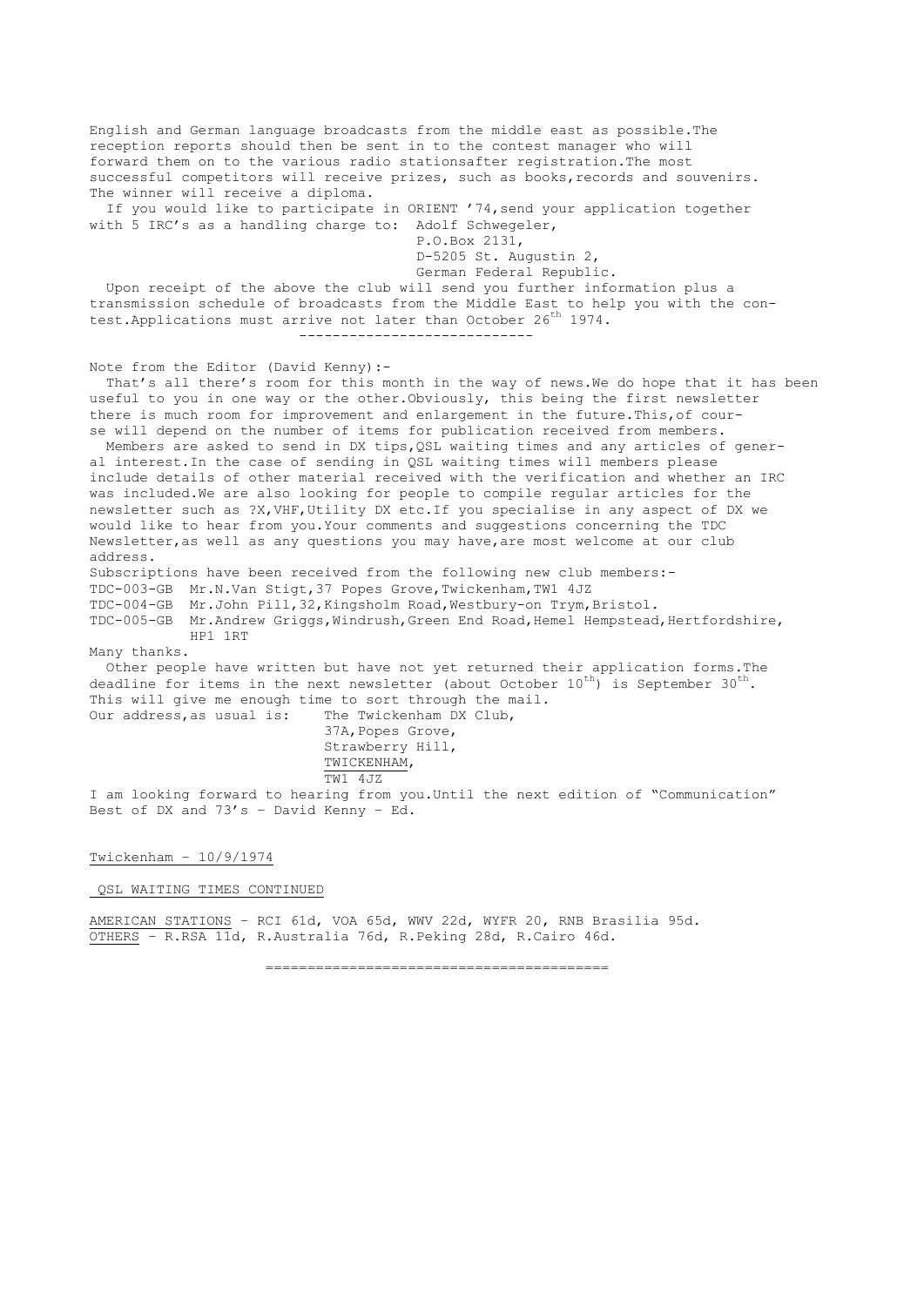English and German language broadcasts from the middle east as possible.The reception reports should then be sent in to the contest manager who will forward them on to the various radio stationsafter registration.The most successful competitors will receive prizes, such as books,records and souvenirs. The winner will receive a diploma.

If you would like to participate in ORIENT '74,send your application together with 5 IRC's as a handling charge to:

Adolf Schwegeler,
P.O.Box 2131,
D-5205 St. Augustin 2,
German Federal Republic.

Upon receipt of the above the club will send you further information plus a transmission schedule of broadcasts from the Middle East to help you with the contest.Applications must arrive not later than October 26th 1974.

---

Note from the Editor (David Kenny):-

That's all there's room for this month in the way of news.We do hope that it has been useful to you in one way or the other.Obviously, this being the first newsletter there is much room for improvement and enlargement in the future.This,of course will depend on the number of items for publication received from members.

Members are asked to send in DX tips,QSL waiting times and any articles of general interest.In the case of sending in QSL waiting times will members please include details of other material received with the verification and whether an IRC was included.We are also looking for people to compile regular articles for the newsletter such as ?X,VHF,Utility DX etc.If you specialise in any aspect of DX we would like to hear from you.Your comments and suggestions concerning the TDC Newsletter,as well as any questions you may have,are most welcome at our club address.

Subscriptions have been received from the following new club members:-

TDC-003-GB Mr.N.Van Stigt,37 Popes Grove,Twickenham,TW1 4JZ
TDC-004-GB Mr.John Pill,32,Kingsholm Road,Westbury-on Trym,Bristol.
TDC-005-GB Mr.Andrew Griggs,Windrush,Green End Road,Hemel Hempstead,Hertfordshire, HP1 1RT

Many thanks.

Other people have written but have not yet returned their application forms.The deadline for items in the next newsletter (about October 10th) is September 30th. This will give me enough time to sort through the mail.

Our address,as usual is:

The Twickenham DX Club,
37A,Popes Grove,
Strawberry Hill,
TWICKENHAM,
TW1 4JZ

I am looking forward to hearing from you.Until the next edition of "Communication"
Best of DX and 73's – David Kenny – Ed.

Twickenham – 10/9/1974

QSL WAITING TIMES CONTINUED

AMERICAN STATIONS – RCI 61d, VOA 65d, WWV 22d, WYFR 20, RNB Brasilia 95d.
OTHERS – R.RSA 11d, R.Australia 76d, R.Peking 28d, R.Cairo 46d.

---